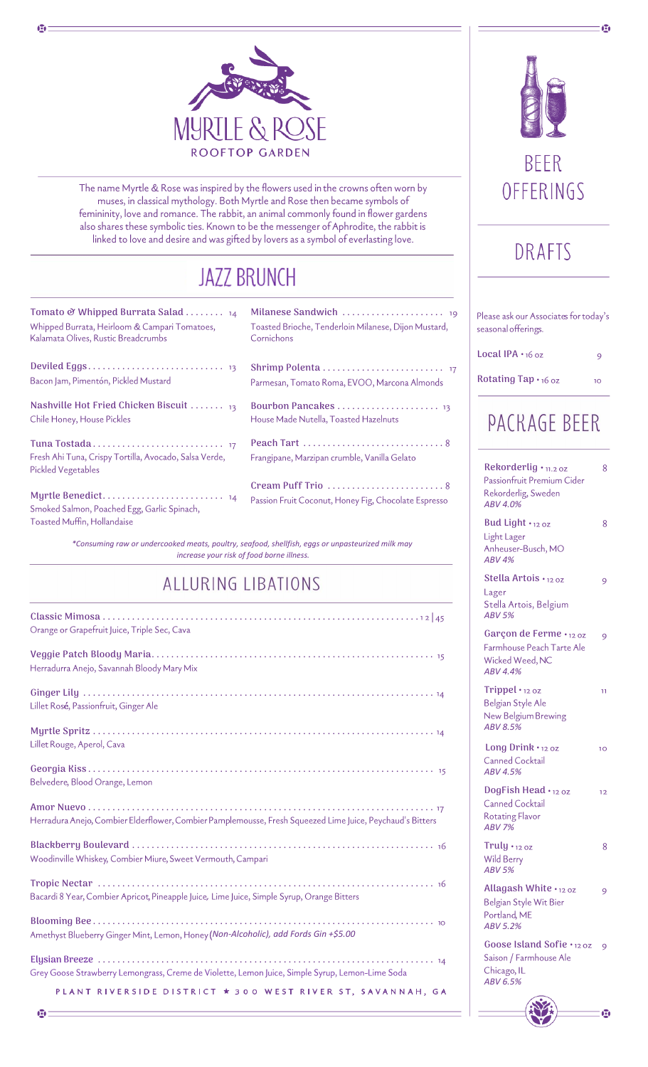# MYRTLE & ROSE

ROOFTOP GARDEN

The name Myrtle & Rose was inspired by the flowers used in the crowns often worn by muses, in classical mythology. Both Myrtle and Rose then became symbols of femininity, love and romance. The rabbit, an animal commonly found in flower gardens also shares these symbolic ties. Known to be the messenger of Aphrodite, the rabbit is linked to love and desire and was gifted by lovers as a symbol of everlasting love.

## JAZZ BRUNCH

**Tomato & Whipped Burrata Salad** ........ 14
Whipped Burrata, Heirloom & Campari Tomatoes, Kalamata Olives, Rustic Breadcrumbs

**Deviled Eggs** ........ 13
Bacon Jam, Pimentón, Pickled Mustard

**Nashville Hot Fried Chicken Biscuit** ........ 13
Chile Honey, House Pickles

**Tuna Tostada** ........ 17
Fresh Ahi Tuna, Crispy Tortilla, Avocado, Salsa Verde, Pickled Vegetables

**Myrtle Benedict** ........ 14
Smoked Salmon, Poached Egg, Garlic Spinach, Toasted Muffin, Hollandaise

**Milanese Sandwich** ........ 19
Toasted Brioche, Tenderloin Milanese, Dijon Mustard, Cornichons

**Shrimp Polenta** ........ 17
Parmesan, Tomato Roma, EVOO, Marcona Almonds

**Bourbon Pancakes** ........ 13
House Made Nutella, Toasted Hazelnuts

**Peach Tart** ........ 8
Frangipane, Marzipan crumble, Vanilla Gelato

**Cream Puff Trio** ........ 8
Passion Fruit Coconut, Honey Fig, Chocolate Espresso

*\*Consuming raw or undercooked meats, poultry, seafood, shellfish, eggs or unpasteurized milk may increase your risk of food borne illness.*

## ALLURING LIBATIONS

**Classic Mimosa** ........ 12 | 45
Orange or Grapefruit Juice, Triple Sec, Cava

**Veggie Patch Bloody Maria** ........ 15
Herradurra Anejo, Savannah Bloody Mary Mix

**Ginger Lily** ........ 14
Lillet Rosé, Passionfruit, Ginger Ale

**Myrtle Spritz** ........ 14
Lillet Rouge, Aperol, Cava

**Georgia Kiss** ........ 15
Belvedere, Blood Orange, Lemon

**Amor Nuevo** ........ 17
Herradura Anejo, Combier Elderflower, Combier Pamplemousse, Fresh Squeezed Lime Juice, Peychaud's Bitters

**Blackberry Boulevard** ........ 16
Woodinville Whiskey, Combier Miure, Sweet Vermouth, Campari

**Tropic Nectar** ........ 16
Bacardi 8 Year, Combier Apricot, Pineapple Juice, Lime Juice, Simple Syrup, Orange Bitters

**Blooming Bee** ........ 10
Amethyst Blueberry Ginger Mint, Lemon, Honey *(Non-Alcoholic, add Fords Gin +$5.00*

**Elysian Breeze** ........ 14
Grey Goose Strawberry Lemongrass, Creme de Violette, Lemon Juice, Simple Syrup, Lemon-Lime Soda

PLANT RIVERSIDE DISTRICT ★ 300 WEST RIVER ST, SAVANNAH, GA

## BEER OFFERINGS

### DRAFTS

Please ask our Associates for today's seasonal offerings.

**Local IPA** • 16 oz ........ 9

**Rotating Tap** • 16 oz ........ 10

### PACKAGE BEER

**Rekorderlig** • 11.2 oz ........ 8
Passionfruit Premium Cider
Rekorderlig, Sweden
*ABV 4.0%*

**Bud Light** • 12 oz ........ 8
Light Lager
Anheuser-Busch, MO
*ABV 4%*

**Stella Artois** • 12 oz ........ 9
Lager
Stella Artois, Belgium
*ABV 5%*

**Garçon de Ferme** • 12 oz ........ 9
Farmhouse Peach Tarte Ale
Wicked Weed, NC
*ABV 4.4%*

**Trippel** • 12 oz ........ 11
Belgian Style Ale
New Belgium Brewing
*ABV 8.5%*

**Long Drink** • 12 oz ........ 10
Canned Cocktail
*ABV 4.5%*

**DogFish Head** • 12 oz ........ 12
Canned Cocktail
Rotating Flavor
*ABV 7%*

**Truly** • 12 oz ........ 8
Wild Berry
*ABV 5%*

**Allagash White** • 12 oz ........ 9
Belgian Style Wit Bier
Portland, ME
*ABV 5.2%*

**Goose Island Sofie** • 12 oz ........ 9
Saison / Farmhouse Ale
Chicago, IL
*ABV 6.5%*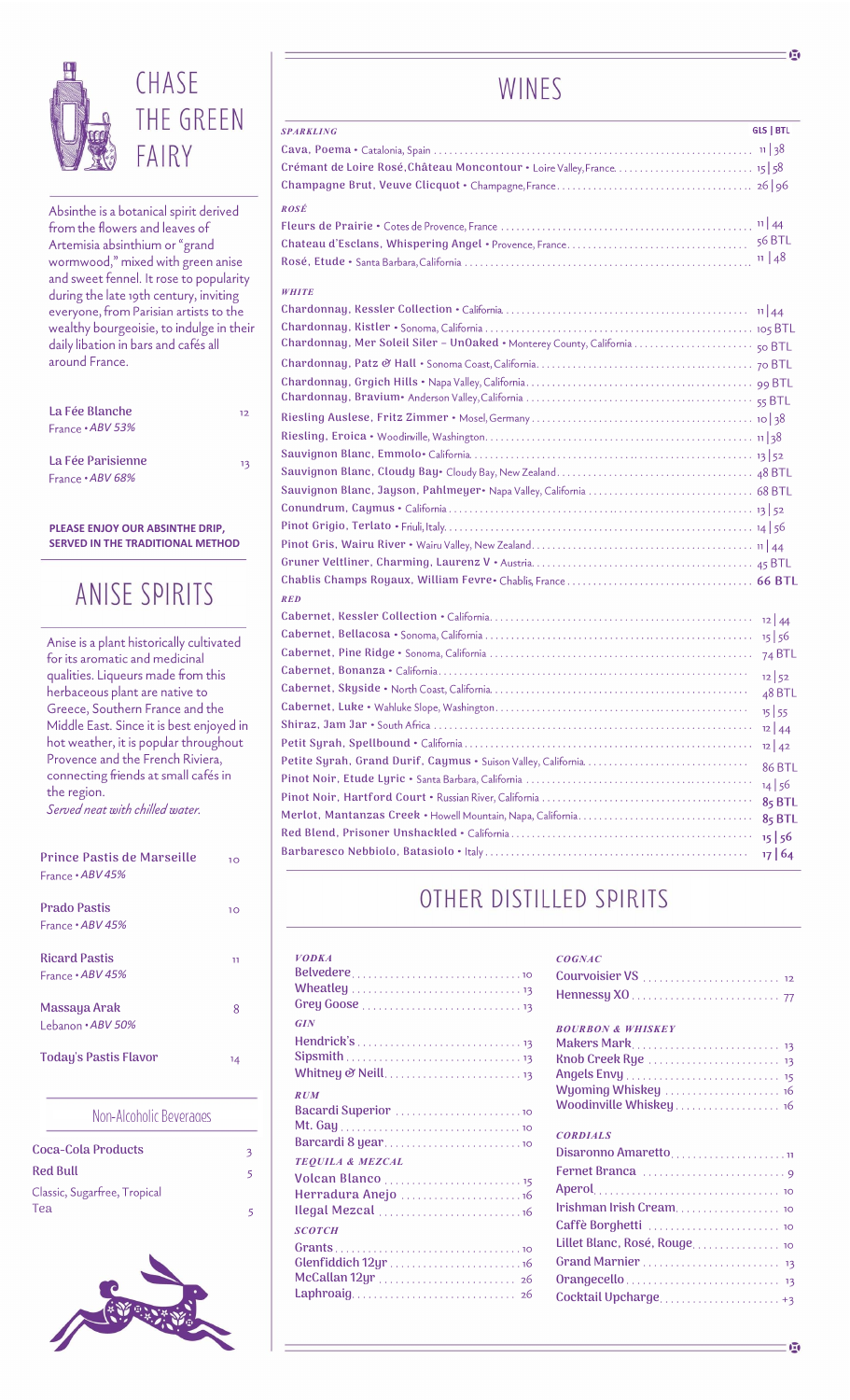# CHASE THE GREEN FAIRY

Absinthe is a botanical spirit derived from the flowers and leaves of Artemisia absinthium or "grand wormwood," mixed with green anise and sweet fennel. It rose to popularity during the late 19th century, inviting everyone, from Parisian artists to the wealthy bourgeoisie, to indulge in their daily libation in bars and cafés all around France.

| | |
|---|---|
| **La Fée Blanche** France • *ABV 53%* | 12 |
| **La Fée Parisienne** France • *ABV 68%* | 13 |

**PLEASE ENJOY OUR ABSINTHE DRIP, SERVED IN THE TRADITIONAL METHOD**

# ANISE SPIRITS

Anise is a plant historically cultivated for its aromatic and medicinal qualities. Liqueurs made from this herbaceous plant are native to Greece, Southern France and the Middle East. Since it is best enjoyed in hot weather, it is popular throughout Provence and the French Riviera, connecting friends at small cafés in the region.

*Served neat with chilled water.*

| | |
|---|---|
| **Prince Pastis de Marseille** France • *ABV 45%* | 10 |
| **Prado Pastis** France • *ABV 45%* | 10 |
| **Ricard Pastis** France • *ABV 45%* | 11 |
| **Massaya Arak** Lebanon • *ABV 50%* | 8 |
| **Today's Pastis Flavor** | 14 |

## Non-Alcoholic Beverages

| | |
|---|---|
| Coca-Cola Products | 3 |
| Red Bull<br>Classic, Sugarfree, Tropical | 5 |
| Tea | 5 |

# WINES

| *SPARKLING* | GLS \| BTL |
|---|---|
| Cava, Poema • Catalonia, Spain | 11 \| 38 |
| Crémant de Loire Rosé, Château Moncontour • Loire Valley, France | 15 \| 58 |
| Champagne Brut, Veuve Clicquot • Champagne, France | 26 \| 96 |
| ***ROSÉ*** | |
| Fleurs de Prairie • Cotes de Provence, France | 11 \| 44 |
| Chateau d'Esclans, Whispering Angel • Provence, France | 56 BTL |
| Rosé, Etude • Santa Barbara, California | 11 \| 48 |
| ***WHITE*** | |
| Chardonnay, Kessler Collection • California | 11 \| 44 |
| Chardonnay, Kistler • Sonoma, California | 105 BTL |
| Chardonnay, Mer Soleil Siler – UnOaked • Monterey County, California | 50 BTL |
| Chardonnay, Patz & Hall • Sonoma Coast, California | 70 BTL |
| Chardonnay, Grgich Hills • Napa Valley, California | 99 BTL |
| Chardonnay, Bravium • Anderson Valley, California | 55 BTL |
| Riesling Auslese, Fritz Zimmer • Mosel, Germany | 10 \| 38 |
| Riesling, Eroica • Woodinville, Washington | 11 \| 38 |
| Sauvignon Blanc, Emmolo • California | 13 \| 52 |
| Sauvignon Blanc, Cloudy Bay • Cloudy Bay, New Zealand | 48 BTL |
| Sauvignon Blanc, Jayson, Pahlmeyer • Napa Valley, California | 68 BTL |
| Conundrum, Caymus • California | 13 \| 52 |
| Pinot Grigio, Terlato • Friuli, Italy | 14 \| 56 |
| Pinot Gris, Wairu River • Wairu Valley, New Zealand | 11 \| 44 |
| Gruner Veltliner, Charming, Laurenz V • Austria | 45 BTL |
| **Chablis Champs Royaux, William Fevre • Chablis, France** | **66 BTL** |
| ***RED*** | |
| Cabernet, Kessler Collection • California | 12 \| 44 |
| Cabernet, Bellacosa • Sonoma, California | 15 \| 56 |
| Cabernet, Pine Ridge • Sonoma, California | 74 BTL |
| Cabernet, Bonanza • California | 12 \| 52 |
| Cabernet, Skyside • North Coast, California | 48 BTL |
| Cabernet, Luke • Wahluke Slope, Washington | 15 \| 55 |
| Shiraz, Jam Jar • South Africa | 12 \| 44 |
| Petit Syrah, Spellbound • California | 12 \| 42 |
| Petite Syrah, Grand Durif, Caymus • Suison Valley, California | 86 BTL |
| Pinot Noir, Etude Lyric • Santa Barbara, California | 14 \| 56 |
| Pinot Noir, Hartford Court • Russian River, California | 85 BTL |
| Merlot, Mantanzas Creek • Howell Mountain, Napa, California | 85 BTL |
| Red Blend, Prisoner Unshackled • California | 15 \| 56 |
| Barbaresco Nebbiolo, Batasiolo • Italy | 17 \| 64 |

# OTHER DISTILLED SPIRITS

| *VODKA* | |
|---|---|
| Belvedere | 10 |
| Wheatley | 13 |
| Grey Goose | 13 |
| ***GIN*** | |
| Hendrick's | 13 |
| Sipsmith | 13 |
| Whitney & Neill | 13 |
| ***RUM*** | |
| Bacardi Superior | 10 |
| Mt. Gay | 10 |
| Barcardi 8 year | 10 |
| ***TEQUILA & MEZCAL*** | |
| Volcan Blanco | 15 |
| Herradura Anejo | 16 |
| Ilegal Mezcal | 16 |
| ***SCOTCH*** | |
| Grants | 10 |
| Glenfiddich 12yr | 16 |
| McCallan 12yr | 26 |
| Laphroaig | 26 |

| *COGNAC* | |
|---|---|
| Courvoisier VS | 12 |
| Hennessy XO | 77 |
| ***BOURBON & WHISKEY*** | |
| Makers Mark | 13 |
| Knob Creek Rye | 13 |
| Angels Envy | 15 |
| Wyoming Whiskey | 16 |
| Woodinville Whiskey | 16 |
| ***CORDIALS*** | |
| Disaronno Amaretto | 11 |
| Fernet Branca | 9 |
| Aperol | 10 |
| Irishman Irish Cream | 10 |
| Caffè Borghetti | 10 |
| Lillet Blanc, Rosé, Rouge | 10 |
| Grand Marnier | 13 |
| Orangecello | 13 |
| Cocktail Upcharge | +3 |